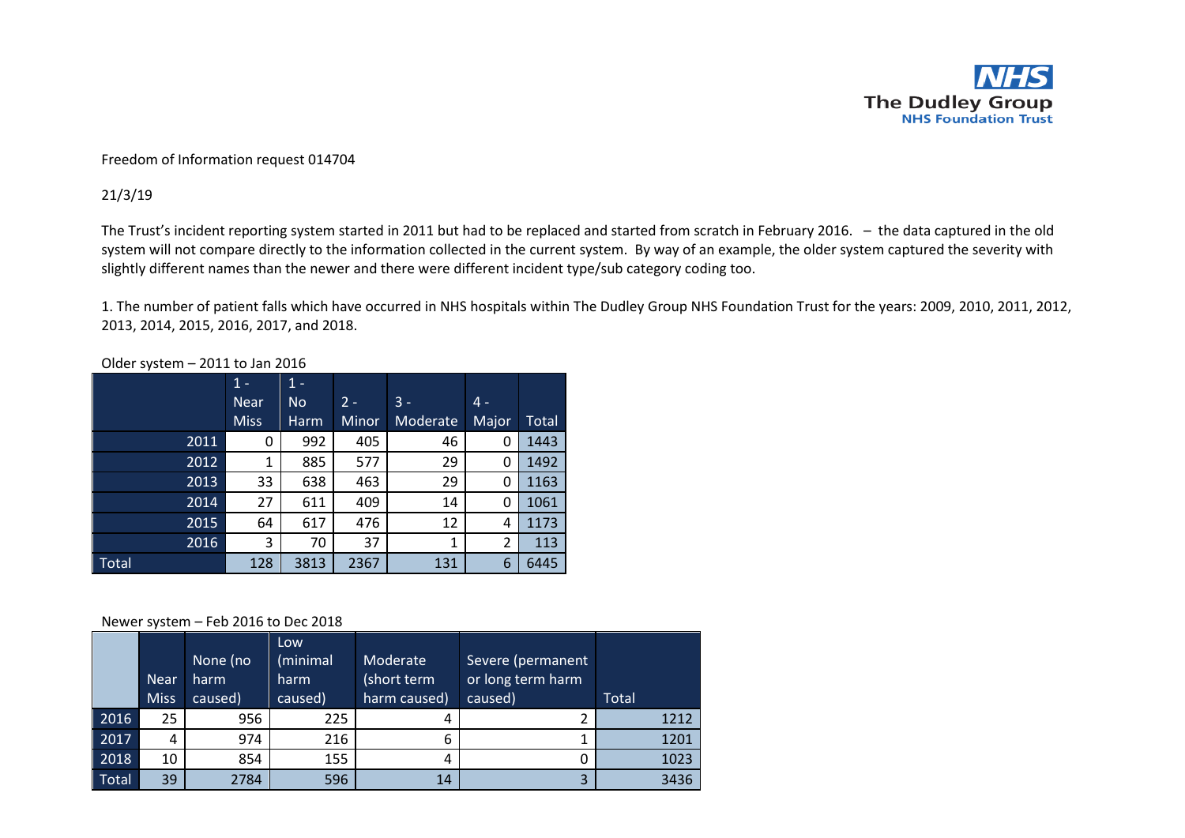The Dudley Group NHS Foundation Trust

Freedom of Information request 014704

21/3/19

The Trust's incident reporting system started in 2011 but had to be replaced and started from scratch in February 2016. – the data captured in the old system will not compare directly to the information collected in the current system. By way of an example, the older system captured the severity with slightly different names than the newer and there were different incident type/sub category coding too.

1. The number of patient falls which have occurred in NHS hospitals within The Dudley Group NHS Foundation Trust for the years: 2009, 2010, 2011, 2012, 2013, 2014, 2015, 2016, 2017, and 2018.

Older system – 2011 to Jan 2016

| | 1 - Near Miss | 1 - No Harm | 2 - Minor | 3 - Moderate | 4 - Major | Total |
|---|---|---|---|---|---|---|
| 2011 | 0 | 992 | 405 | 46 | 0 | 1443 |
| 2012 | 1 | 885 | 577 | 29 | 0 | 1492 |
| 2013 | 33 | 638 | 463 | 29 | 0 | 1163 |
| 2014 | 27 | 611 | 409 | 14 | 0 | 1061 |
| 2015 | 64 | 617 | 476 | 12 | 4 | 1173 |
| 2016 | 3 | 70 | 37 | 1 | 2 | 113 |
| Total | 128 | 3813 | 2367 | 131 | 6 | 6445 |

Newer system – Feb 2016 to Dec 2018

| | Near Miss | None (no harm caused) | Low (minimal harm caused) | Moderate (short term harm caused) | Severe (permanent or long term harm caused) | Total |
|---|---|---|---|---|---|---|
| 2016 | 25 | 956 | 225 | 4 | 2 | 1212 |
| 2017 | 4 | 974 | 216 | 6 | 1 | 1201 |
| 2018 | 10 | 854 | 155 | 4 | 0 | 1023 |
| Total | 39 | 2784 | 596 | 14 | 3 | 3436 |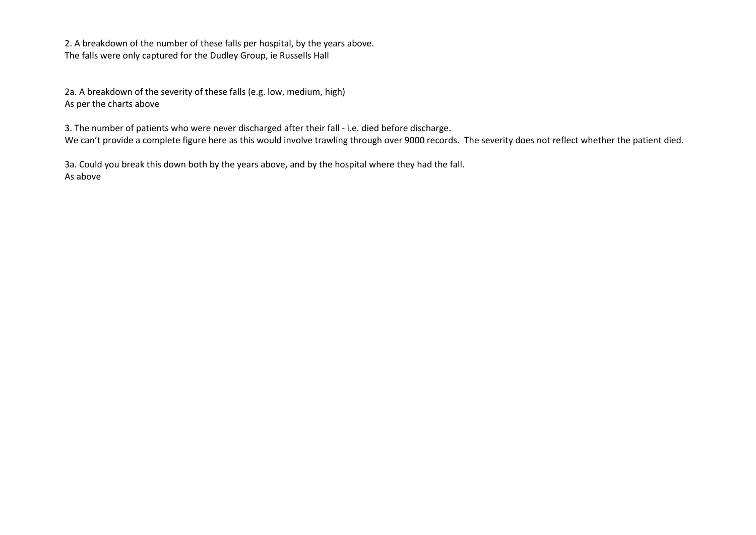2. A breakdown of the number of these falls per hospital, by the years above.
The falls were only captured for the Dudley Group, ie Russells Hall

2a. A breakdown of the severity of these falls (e.g. low, medium, high)
As per the charts above

3. The number of patients who were never discharged after their fall - i.e. died before discharge.
We can't provide a complete figure here as this would involve trawling through over 9000 records. The severity does not reflect whether the patient died.

3a. Could you break this down both by the years above, and by the hospital where they had the fall.
As above